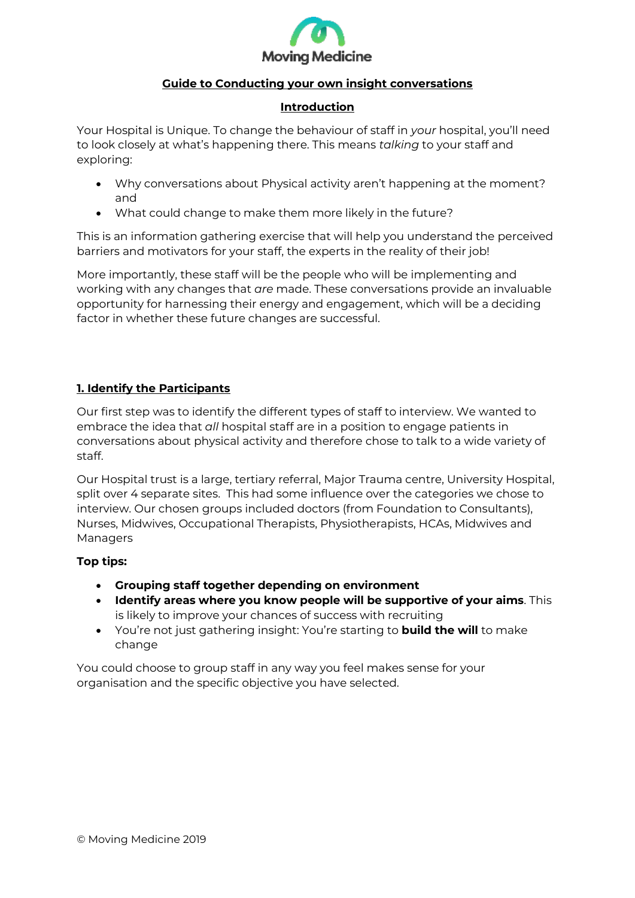Moving Medicine

## Guide to Conducting your own insight conversations

### Introduction

Your Hospital is Unique. To change the behaviour of staff in *your* hospital, you'll need to look closely at what's happening there. This means *talking* to your staff and exploring:

- Why conversations about Physical activity aren't happening at the moment? and
- What could change to make them more likely in the future?

This is an information gathering exercise that will help you understand the perceived barriers and motivators for your staff, the experts in the reality of their job!

More importantly, these staff will be the people who will be implementing and working with any changes that *are* made. These conversations provide an invaluable opportunity for harnessing their energy and engagement, which will be a deciding factor in whether these future changes are successful.

### 1. Identify the Participants

Our first step was to identify the different types of staff to interview. We wanted to embrace the idea that *all* hospital staff are in a position to engage patients in conversations about physical activity and therefore chose to talk to a wide variety of staff.

Our Hospital trust is a large, tertiary referral, Major Trauma centre, University Hospital, split over 4 separate sites. This had some influence over the categories we chose to interview. Our chosen groups included doctors (from Foundation to Consultants), Nurses, Midwives, Occupational Therapists, Physiotherapists, HCAs, Midwives and Managers

**Top tips:**

- **Grouping staff together depending on environment**
- **Identify areas where you know people will be supportive of your aims**. This is likely to improve your chances of success with recruiting
- You're not just gathering insight: You're starting to **build the will** to make change

You could choose to group staff in any way you feel makes sense for your organisation and the specific objective you have selected.

© Moving Medicine 2019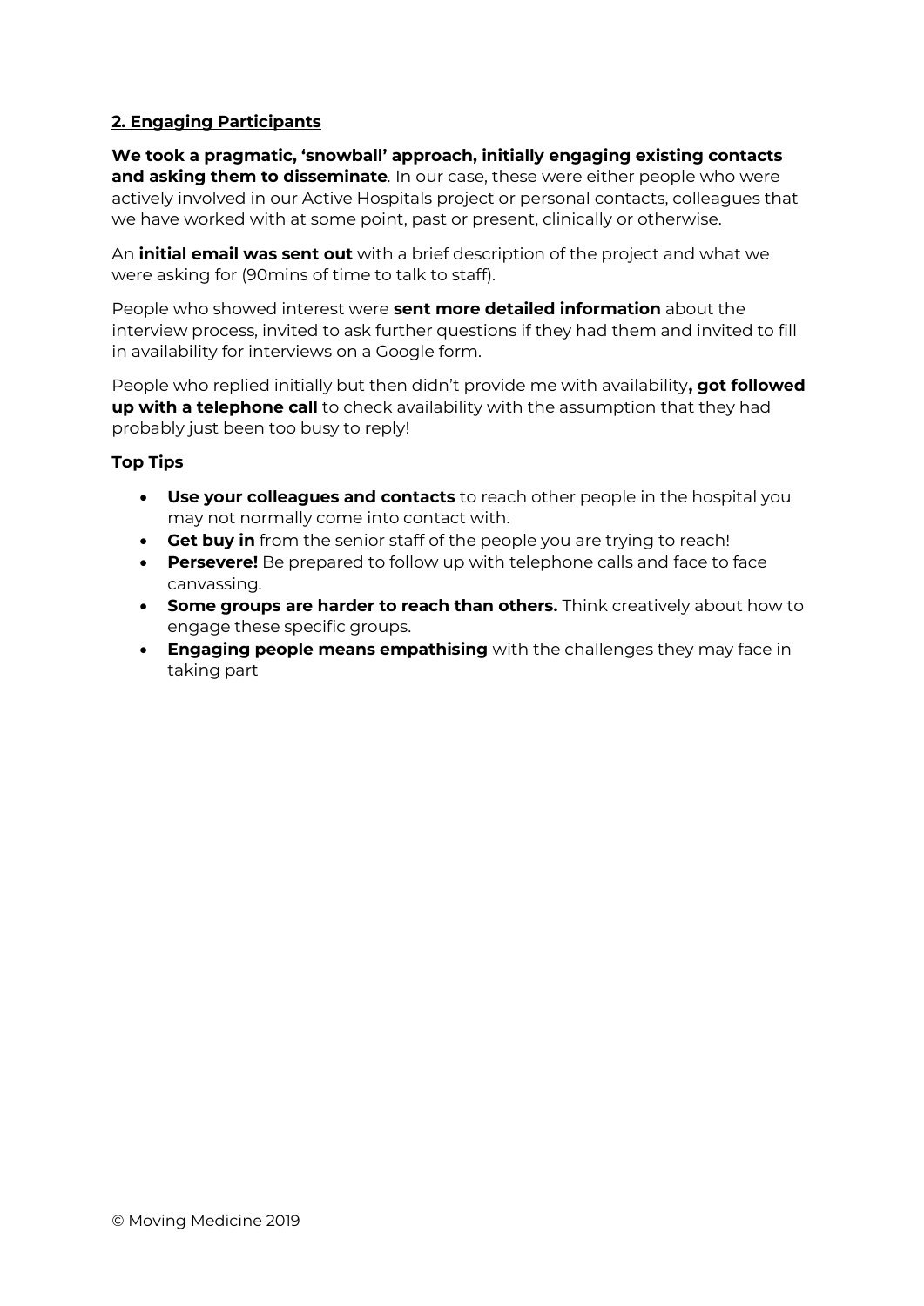## 2. Engaging Participants

**We took a pragmatic, 'snowball' approach, initially engaging existing contacts and asking them to disseminate**. In our case, these were either people who were actively involved in our Active Hospitals project or personal contacts, colleagues that we have worked with at some point, past or present, clinically or otherwise.

An **initial email was sent out** with a brief description of the project and what we were asking for (90mins of time to talk to staff).

People who showed interest were **sent more detailed information** about the interview process, invited to ask further questions if they had them and invited to fill in availability for interviews on a Google form.

People who replied initially but then didn't provide me with availability**, got followed up with a telephone call** to check availability with the assumption that they had probably just been too busy to reply!

**Top Tips**

- **Use your colleagues and contacts** to reach other people in the hospital you may not normally come into contact with.
- **Get buy in** from the senior staff of the people you are trying to reach!
- **Persevere!** Be prepared to follow up with telephone calls and face to face canvassing.
- **Some groups are harder to reach than others.** Think creatively about how to engage these specific groups.
- **Engaging people means empathising** with the challenges they may face in taking part

© Moving Medicine 2019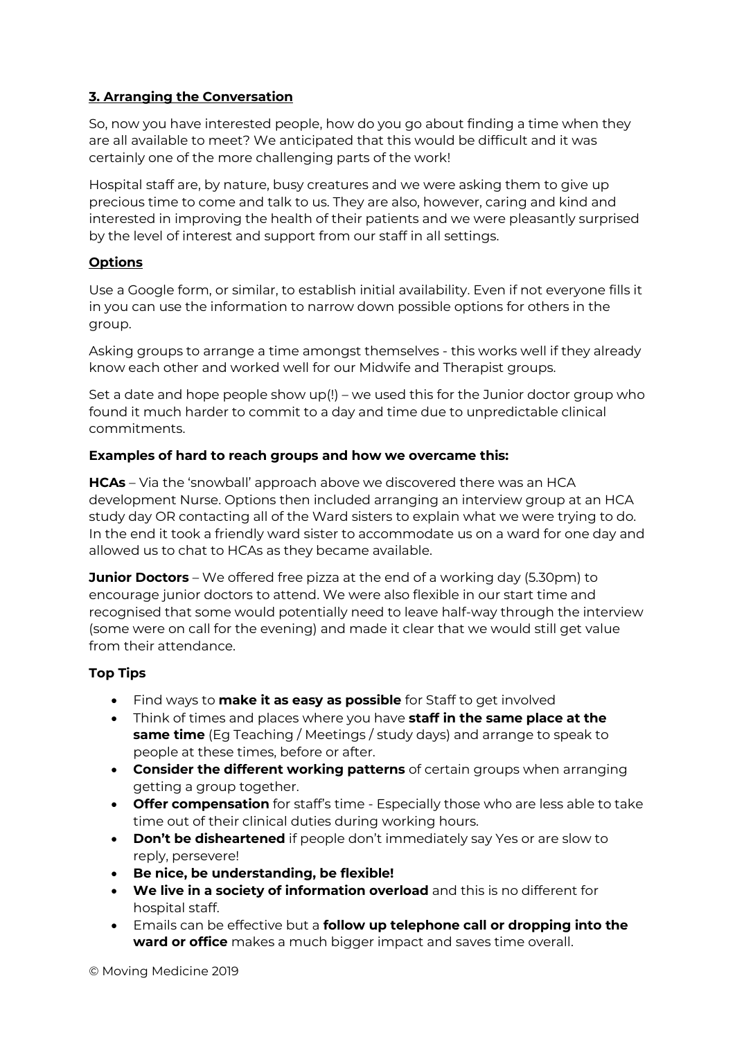## 3. Arranging the Conversation

So, now you have interested people, how do you go about finding a time when they are all available to meet? We anticipated that this would be difficult and it was certainly one of the more challenging parts of the work!

Hospital staff are, by nature, busy creatures and we were asking them to give up precious time to come and talk to us. They are also, however, caring and kind and interested in improving the health of their patients and we were pleasantly surprised by the level of interest and support from our staff in all settings.

### Options

Use a Google form, or similar, to establish initial availability. Even if not everyone fills it in you can use the information to narrow down possible options for others in the group.

Asking groups to arrange a time amongst themselves - this works well if they already know each other and worked well for our Midwife and Therapist groups.

Set a date and hope people show up(!) – we used this for the Junior doctor group who found it much harder to commit to a day and time due to unpredictable clinical commitments.

### Examples of hard to reach groups and how we overcame this:

**HCAs** – Via the 'snowball' approach above we discovered there was an HCA development Nurse. Options then included arranging an interview group at an HCA study day OR contacting all of the Ward sisters to explain what we were trying to do. In the end it took a friendly ward sister to accommodate us on a ward for one day and allowed us to chat to HCAs as they became available.

**Junior Doctors** – We offered free pizza at the end of a working day (5.30pm) to encourage junior doctors to attend. We were also flexible in our start time and recognised that some would potentially need to leave half-way through the interview (some were on call for the evening) and made it clear that we would still get value from their attendance.

### Top Tips

- Find ways to **make it as easy as possible** for Staff to get involved
- Think of times and places where you have **staff in the same place at the same time** (Eg Teaching / Meetings / study days) and arrange to speak to people at these times, before or after.
- **Consider the different working patterns** of certain groups when arranging getting a group together.
- **Offer compensation** for staff's time - Especially those who are less able to take time out of their clinical duties during working hours.
- **Don't be disheartened** if people don't immediately say Yes or are slow to reply, persevere!
- **Be nice, be understanding, be flexible!**
- **We live in a society of information overload** and this is no different for hospital staff.
- Emails can be effective but a **follow up telephone call or dropping into the ward or office** makes a much bigger impact and saves time overall.

© Moving Medicine 2019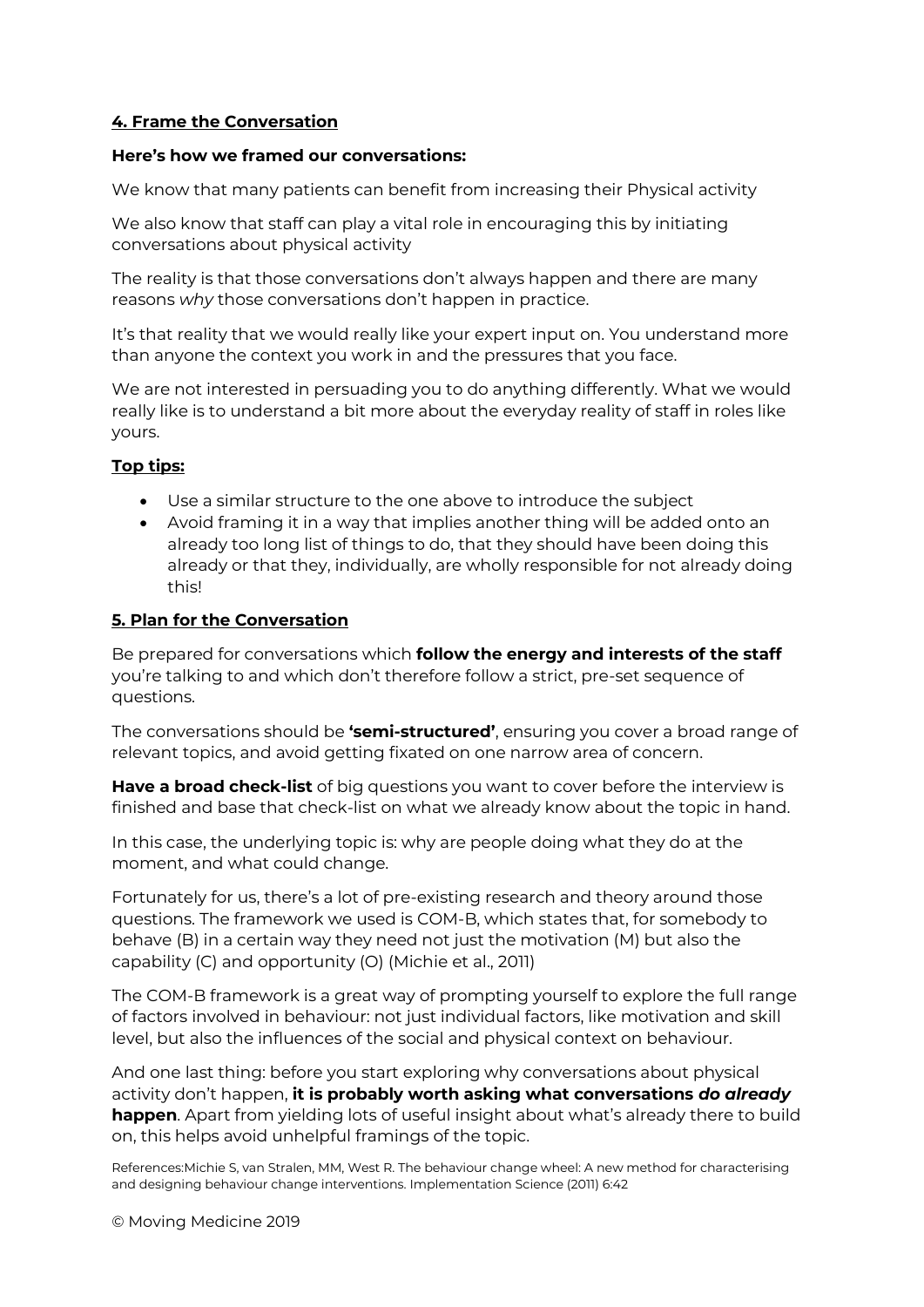## 4. Frame the Conversation

**Here's how we framed our conversations:**

We know that many patients can benefit from increasing their Physical activity

We also know that staff can play a vital role in encouraging this by initiating conversations about physical activity

The reality is that those conversations don't always happen and there are many reasons *why* those conversations don't happen in practice.

It's that reality that we would really like your expert input on. You understand more than anyone the context you work in and the pressures that you face.

We are not interested in persuading you to do anything differently. What we would really like is to understand a bit more about the everyday reality of staff in roles like yours.

### Top tips:

- Use a similar structure to the one above to introduce the subject
- Avoid framing it in a way that implies another thing will be added onto an already too long list of things to do, that they should have been doing this already or that they, individually, are wholly responsible for not already doing this!

## 5. Plan for the Conversation

Be prepared for conversations which **follow the energy and interests of the staff** you're talking to and which don't therefore follow a strict, pre-set sequence of questions.

The conversations should be **'semi-structured'**, ensuring you cover a broad range of relevant topics, and avoid getting fixated on one narrow area of concern.

**Have a broad check-list** of big questions you want to cover before the interview is finished and base that check-list on what we already know about the topic in hand.

In this case, the underlying topic is: why are people doing what they do at the moment, and what could change.

Fortunately for us, there's a lot of pre-existing research and theory around those questions. The framework we used is COM-B, which states that, for somebody to behave (B) in a certain way they need not just the motivation (M) but also the capability (C) and opportunity (O) (Michie et al., 2011)

The COM-B framework is a great way of prompting yourself to explore the full range of factors involved in behaviour: not just individual factors, like motivation and skill level, but also the influences of the social and physical context on behaviour.

And one last thing: before you start exploring why conversations about physical activity don't happen, **it is probably worth asking what conversations *do already* happen**. Apart from yielding lots of useful insight about what's already there to build on, this helps avoid unhelpful framings of the topic.

References:Michie S, van Stralen, MM, West R. The behaviour change wheel: A new method for characterising and designing behaviour change interventions. Implementation Science (2011) 6:42

© Moving Medicine 2019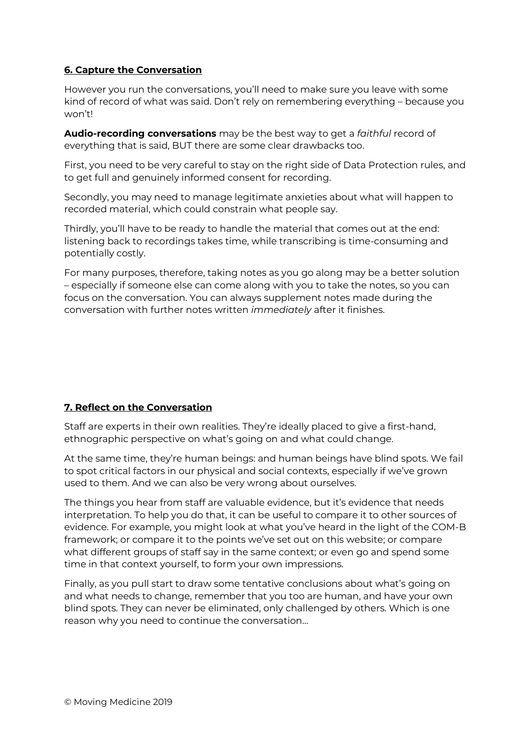## **6. Capture the Conversation**

However you run the conversations, you'll need to make sure you leave with some kind of record of what was said. Don't rely on remembering everything – because you won't!

**Audio-recording conversations** may be the best way to get a *faithful* record of everything that is said, BUT there are some clear drawbacks too.

First, you need to be very careful to stay on the right side of Data Protection rules, and to get full and genuinely informed consent for recording.

Secondly, you may need to manage legitimate anxieties about what will happen to recorded material, which could constrain what people say.

Thirdly, you'll have to be ready to handle the material that comes out at the end: listening back to recordings takes time, while transcribing is time-consuming and potentially costly.

For many purposes, therefore, taking notes as you go along may be a better solution – especially if someone else can come along with you to take the notes, so you can focus on the conversation. You can always supplement notes made during the conversation with further notes written *immediately* after it finishes.

## **7. Reflect on the Conversation**

Staff are experts in their own realities. They're ideally placed to give a first-hand, ethnographic perspective on what's going on and what could change.

At the same time, they're human beings: and human beings have blind spots. We fail to spot critical factors in our physical and social contexts, especially if we've grown used to them. And we can also be very wrong about ourselves.

The things you hear from staff are valuable evidence, but it's evidence that needs interpretation. To help you do that, it can be useful to compare it to other sources of evidence. For example, you might look at what you've heard in the light of the COM-B framework; or compare it to the points we've set out on this website; or compare what different groups of staff say in the same context; or even go and spend some time in that context yourself, to form your own impressions.

Finally, as you pull start to draw some tentative conclusions about what's going on and what needs to change, remember that you too are human, and have your own blind spots. They can never be eliminated, only challenged by others. Which is one reason why you need to continue the conversation…

© Moving Medicine 2019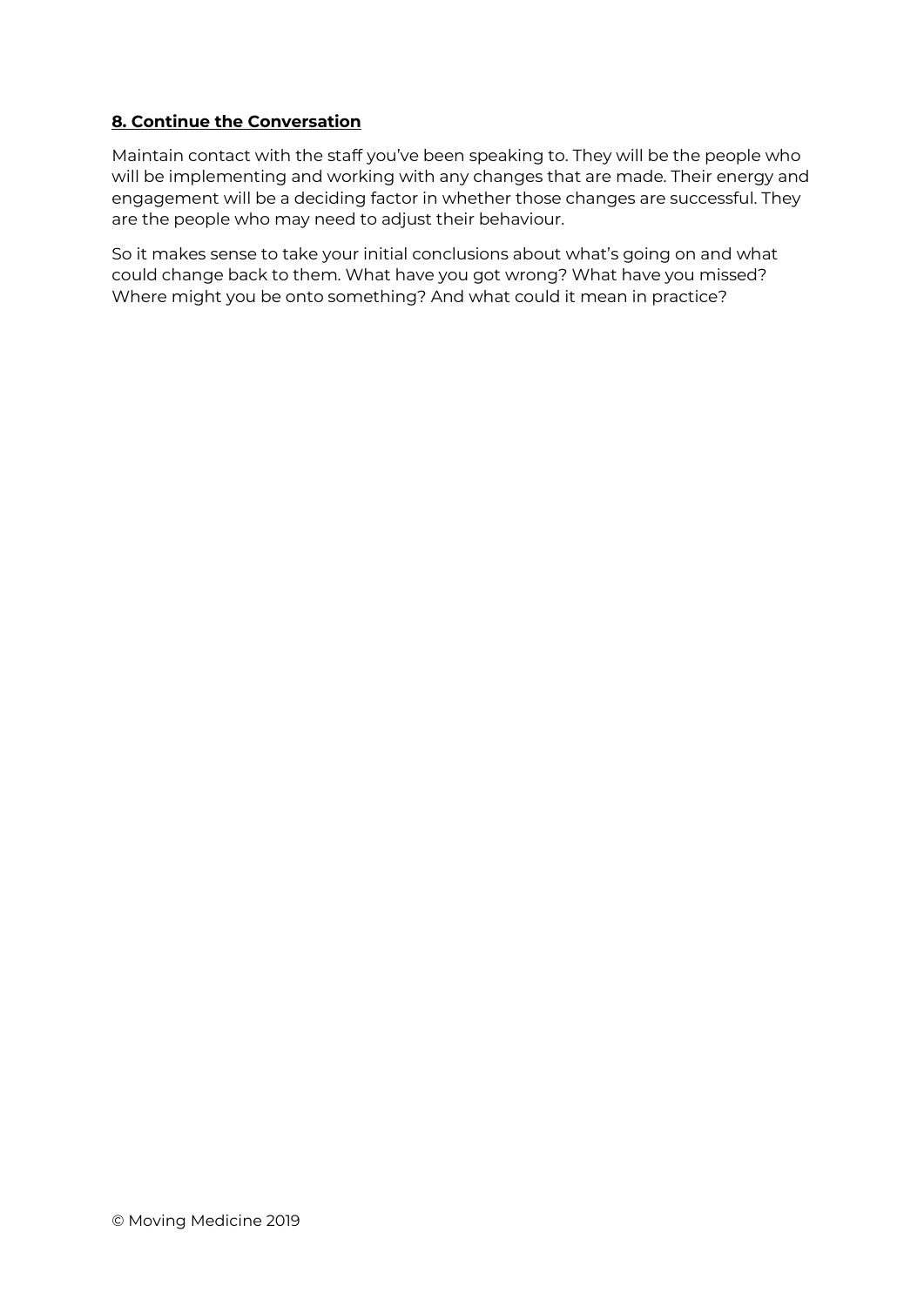## 8. Continue the Conversation

Maintain contact with the staff you've been speaking to. They will be the people who will be implementing and working with any changes that are made. Their energy and engagement will be a deciding factor in whether those changes are successful. They are the people who may need to adjust their behaviour.

So it makes sense to take your initial conclusions about what's going on and what could change back to them. What have you got wrong? What have you missed? Where might you be onto something? And what could it mean in practice?

© Moving Medicine 2019